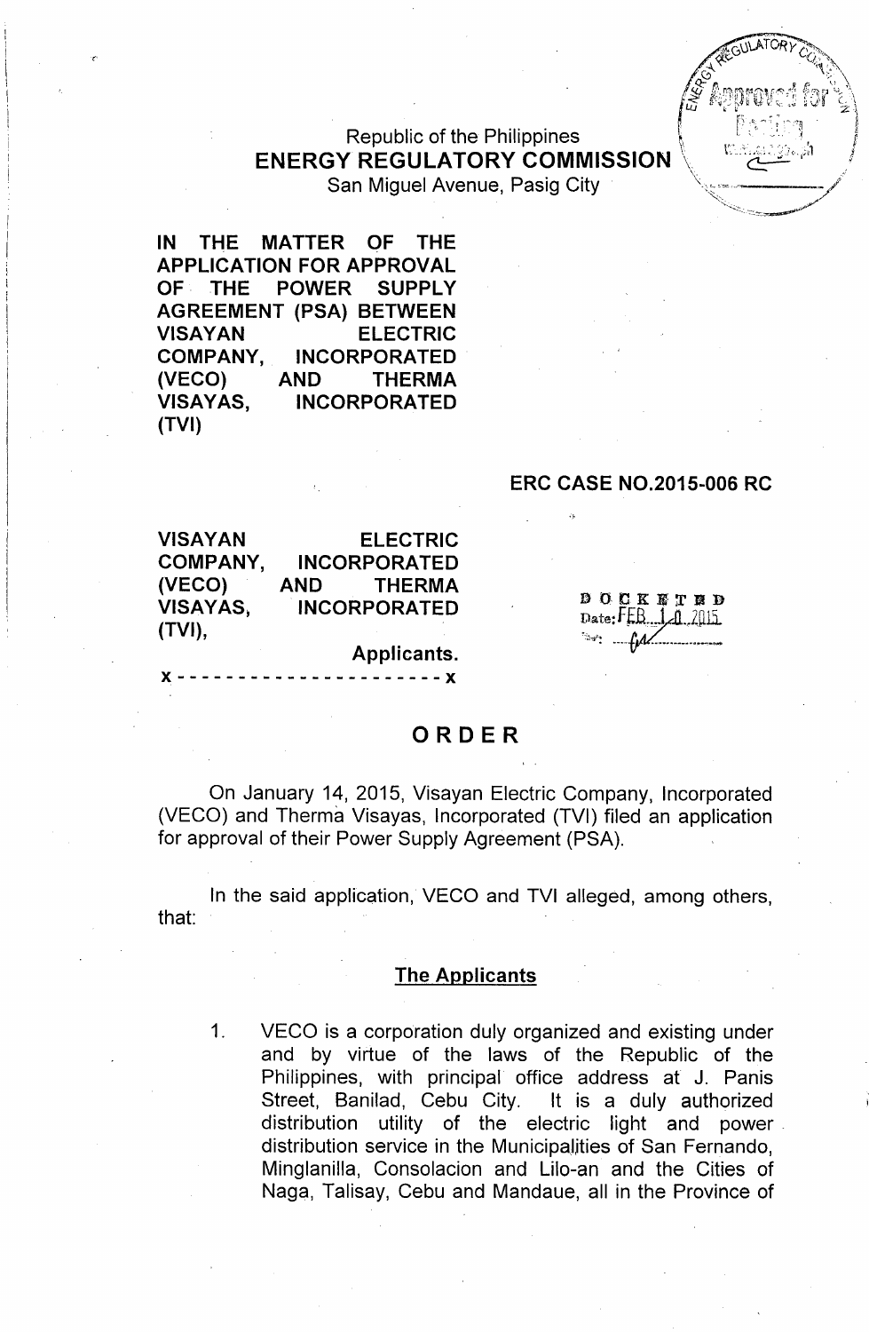Republic of the Philippines
**ENERGY REGULATORY COMMISSION**
San Miguel Avenue, Pasig City

**IN THE MATTER OF THE APPLICATION FOR APPROVAL OF THE POWER SUPPLY AGREEMENT (PSA) BETWEEN VISAYAN ELECTRIC COMPANY, INCORPORATED (VECO) AND THERMA VISAYAS, INCORPORATED (TVI)**

**ERC CASE NO.2015-006 RC**

**VISAYAN ELECTRIC COMPANY, INCORPORATED (VECO) AND THERMA VISAYAS, INCORPORATED (TVI),**

**Applicants.**

x - - - - - - - - - - - - - - - - - - - - - - x

DOCKETED
Date: FEB 10 2015

# ORDER

On January 14, 2015, Visayan Electric Company, Incorporated (VECO) and Therma Visayas, Incorporated (TVI) filed an application for approval of their Power Supply Agreement (PSA).

In the said application, VECO and TVI alleged, among others, that:

## The Applicants

1. VECO is a corporation duly organized and existing under and by virtue of the laws of the Republic of the Philippines, with principal office address at J. Panis Street, Banilad, Cebu City. It is a duly authorized distribution utility of the electric light and power distribution service in the Municipalities of San Fernando, Minglanilla, Consolacion and Lilo-an and the Cities of Naga, Talisay, Cebu and Mandaue, all in the Province of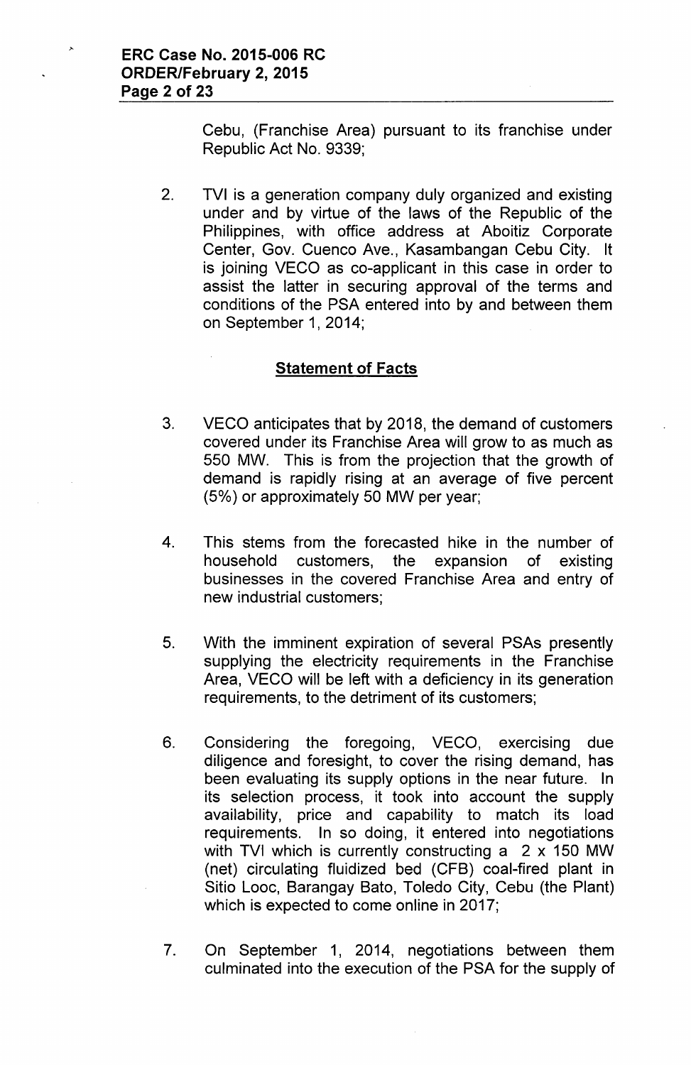Cebu, (Franchise Area) pursuant to its franchise under Republic Act No. 9339;

2. TVI is a generation company duly organized and existing under and by virtue of the laws of the Republic of the Philippines, with office address at Aboitiz Corporate Center, Gov. Cuenco Ave., Kasambangan Cebu City. It is joining VECO as co-applicant in this case in order to assist the latter in securing approval of the terms and conditions of the PSA entered into by and between them on September 1, 2014;

## Statement of Facts

3. VECO anticipates that by 2018, the demand of customers covered under its Franchise Area will grow to as much as 550 MW. This is from the projection that the growth of demand is rapidly rising at an average of five percent (5%) or approximately 50 MW per year;

4. This stems from the forecasted hike in the number of household customers, the expansion of existing businesses in the covered Franchise Area and entry of new industrial customers;

5. With the imminent expiration of several PSAs presently supplying the electricity requirements in the Franchise Area, VECO will be left with a deficiency in its generation requirements, to the detriment of its customers;

6. Considering the foregoing, VECO, exercising due diligence and foresight, to cover the rising demand, has been evaluating its supply options in the near future. In its selection process, it took into account the supply availability, price and capability to match its load requirements. In so doing, it entered into negotiations with TVI which is currently constructing a 2 x 150 MW (net) circulating fluidized bed (CFB) coal-fired plant in Sitio Looc, Barangay Bato, Toledo City, Cebu (the Plant) which is expected to come online in 2017;

7. On September 1, 2014, negotiations between them culminated into the execution of the PSA for the supply of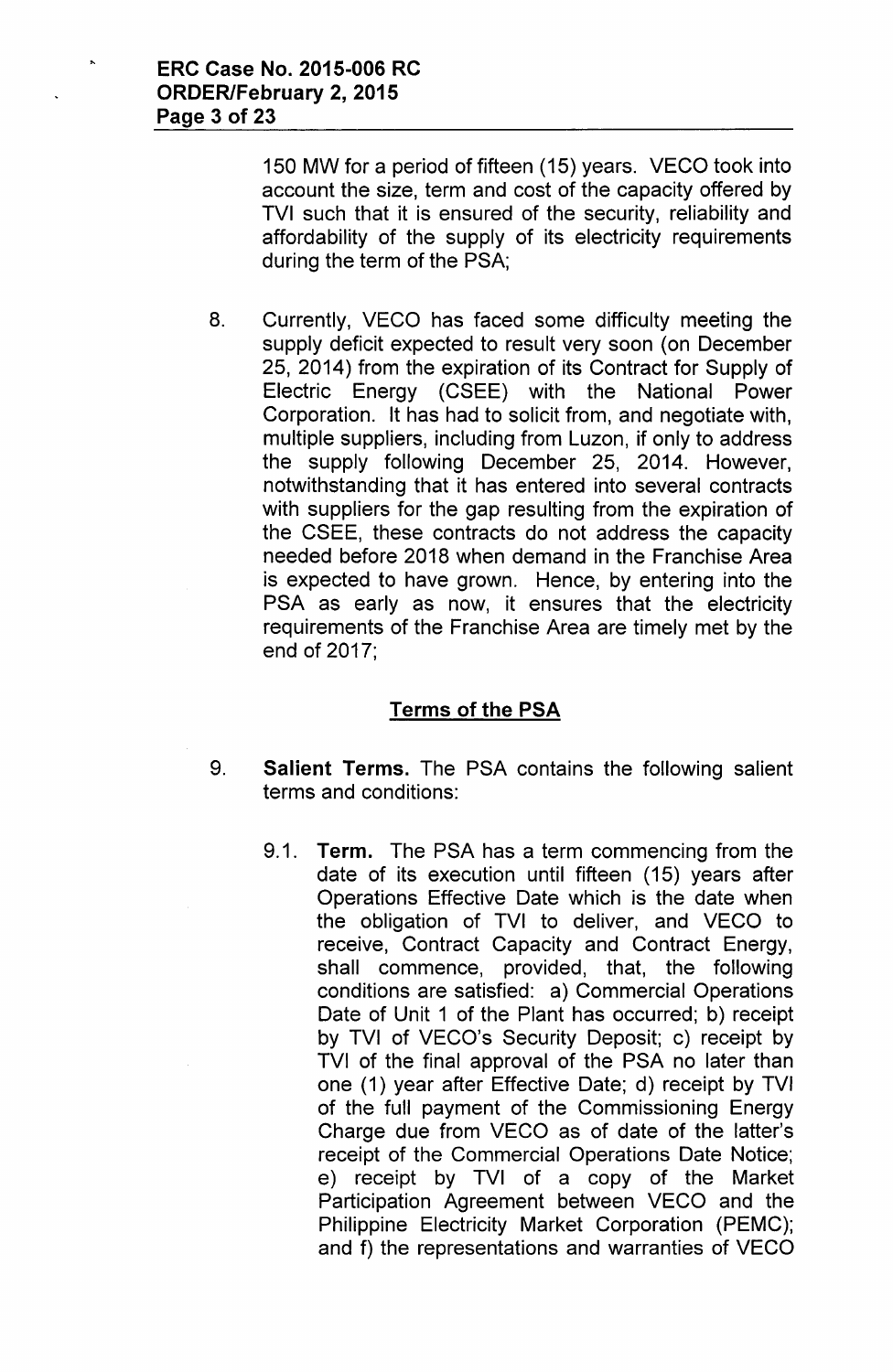150 MW for a period of fifteen (15) years. VECO took into account the size, term and cost of the capacity offered by TVI such that it is ensured of the security, reliability and affordability of the supply of its electricity requirements during the term of the PSA;

8. Currently, VECO has faced some difficulty meeting the supply deficit expected to result very soon (on December 25, 2014) from the expiration of its Contract for Supply of Electric Energy (CSEE) with the National Power Corporation. It has had to solicit from, and negotiate with, multiple suppliers, including from Luzon, if only to address the supply following December 25, 2014. However, notwithstanding that it has entered into several contracts with suppliers for the gap resulting from the expiration of the CSEE, these contracts do not address the capacity needed before 2018 when demand in the Franchise Area is expected to have grown. Hence, by entering into the PSA as early as now, it ensures that the electricity requirements of the Franchise Area are timely met by the end of 2017;

## <u>Terms of the PSA</u>

9. **Salient Terms.** The PSA contains the following salient terms and conditions:

   9.1. **Term.** The PSA has a term commencing from the date of its execution until fifteen (15) years after Operations Effective Date which is the date when the obligation of TVI to deliver, and VECO to receive, Contract Capacity and Contract Energy, shall commence, provided, that, the following conditions are satisfied: a) Commercial Operations Date of Unit 1 of the Plant has occurred; b) receipt by TVI of VECO's Security Deposit; c) receipt by TVI of the final approval of the PSA no later than one (1) year after Effective Date; d) receipt by TVI of the full payment of the Commissioning Energy Charge due from VECO as of date of the latter's receipt of the Commercial Operations Date Notice; e) receipt by TVI of a copy of the Market Participation Agreement between VECO and the Philippine Electricity Market Corporation (PEMC); and f) the representations and warranties of VECO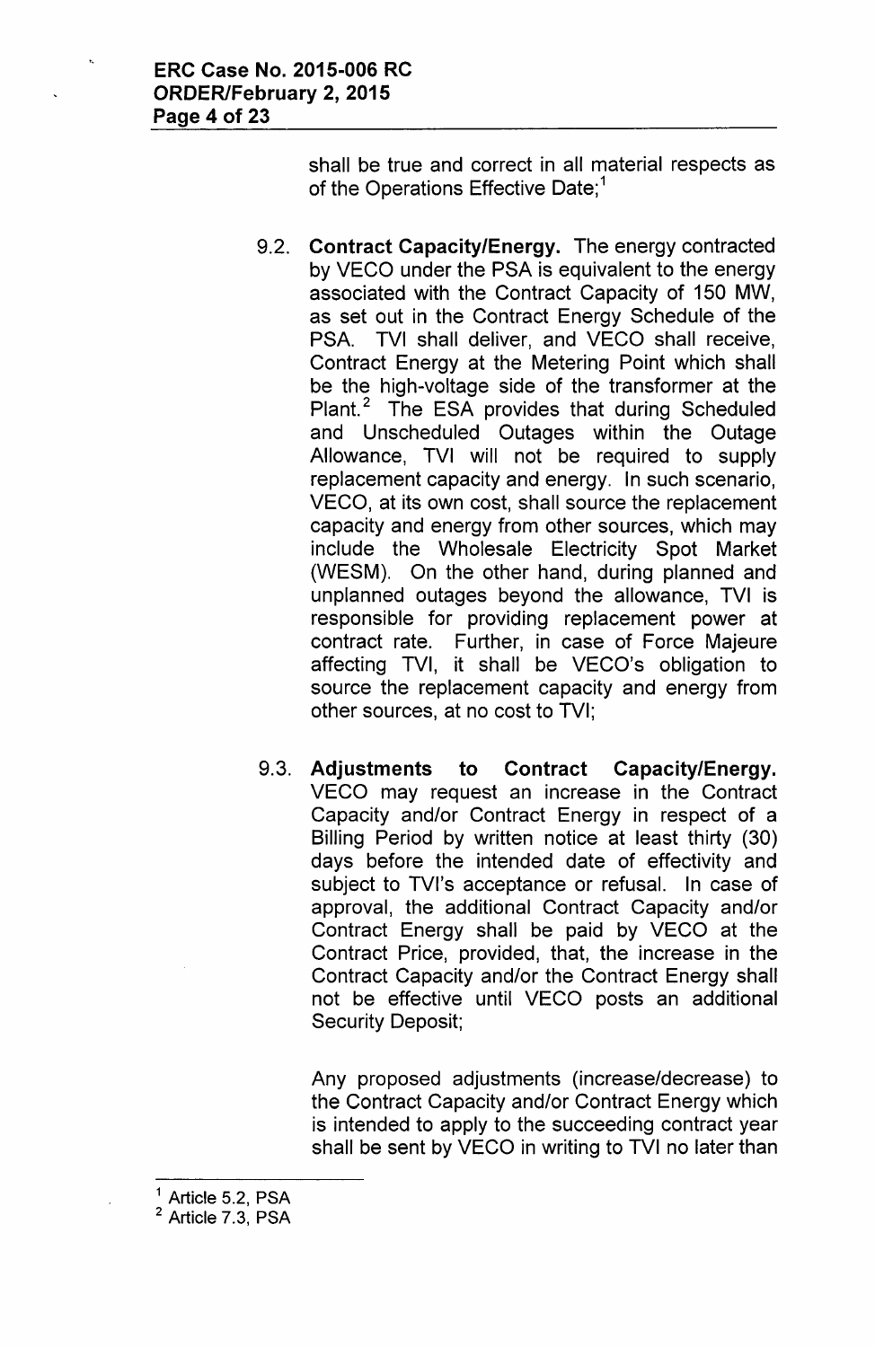shall be true and correct in all material respects as of the Operations Effective Date;[1]

9.2. **Contract Capacity/Energy.** The energy contracted by VECO under the PSA is equivalent to the energy associated with the Contract Capacity of 150 MW, as set out in the Contract Energy Schedule of the PSA. TVI shall deliver, and VECO shall receive, Contract Energy at the Metering Point which shall be the high-voltage side of the transformer at the Plant.[2] The ESA provides that during Scheduled and Unscheduled Outages within the Outage Allowance, TVI will not be required to supply replacement capacity and energy. In such scenario, VECO, at its own cost, shall source the replacement capacity and energy from other sources, which may include the Wholesale Electricity Spot Market (WESM). On the other hand, during planned and unplanned outages beyond the allowance, TVI is responsible for providing replacement power at contract rate. Further, in case of Force Majeure affecting TVI, it shall be VECO's obligation to source the replacement capacity and energy from other sources, at no cost to TVI;

9.3. **Adjustments to Contract Capacity/Energy.** VECO may request an increase in the Contract Capacity and/or Contract Energy in respect of a Billing Period by written notice at least thirty (30) days before the intended date of effectivity and subject to TVI's acceptance or refusal. In case of approval, the additional Contract Capacity and/or Contract Energy shall be paid by VECO at the Contract Price, provided, that, the increase in the Contract Capacity and/or the Contract Energy shall not be effective until VECO posts an additional Security Deposit;

Any proposed adjustments (increase/decrease) to the Contract Capacity and/or Contract Energy which is intended to apply to the succeeding contract year shall be sent by VECO in writing to TVI no later than

---

[1] Article 5.2, PSA

[2] Article 7.3, PSA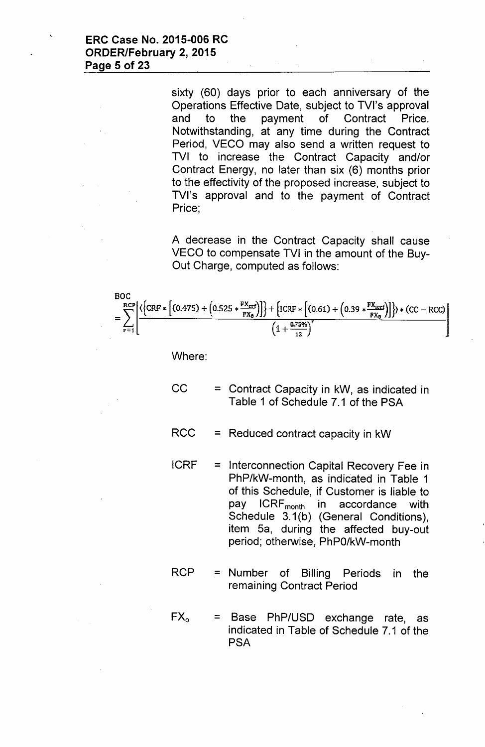sixty (60) days prior to each anniversary of the Operations Effective Date, subject to TVI's approval and to the payment of Contract Price. Notwithstanding, at any time during the Contract Period, VECO may also send a written request to TVI to increase the Contract Capacity and/or Contract Energy, no later than six (6) months prior to the effectivity of the proposed increase, subject to TVI's approval and to the payment of Contract Price;

A decrease in the Contract Capacity shall cause VECO to compensate TVI in the amount of the Buy-Out Charge, computed as follows:

$$\text{BOC} = \sum_{r=1}^{\text{RCP}} \left[ \frac{\left( \left\{ \text{CRF} * \left[ (0.475) + \left( 0.525 * \frac{\text{FX}_{crf}}{\text{FX}_0} \right) \right] \right\} + \left\{ \text{ICRF} * \left[ (0.61) + \left( 0.39 * \frac{\text{FX}_{icrf}}{\text{FX}_0} \right) \right] \right\} \right) * (\text{CC} - \text{RCC})}{\left( 1 + \frac{8.75\%}{12} \right)^r} \right]$$

Where:

CC = Contract Capacity in kW, as indicated in Table 1 of Schedule 7.1 of the PSA

RCC = Reduced contract capacity in kW

ICRF = Interconnection Capital Recovery Fee in PhP/kW-month, as indicated in Table 1 of this Schedule, if Customer is liable to pay $\text{ICRF}_{month}$ in accordance with Schedule 3.1(b) (General Conditions), item 5a, during the affected buy-out period; otherwise, PhP0/kW-month

RCP = Number of Billing Periods in the remaining Contract Period

$\text{FX}_o$ = Base PhP/USD exchange rate, as indicated in Table of Schedule 7.1 of the PSA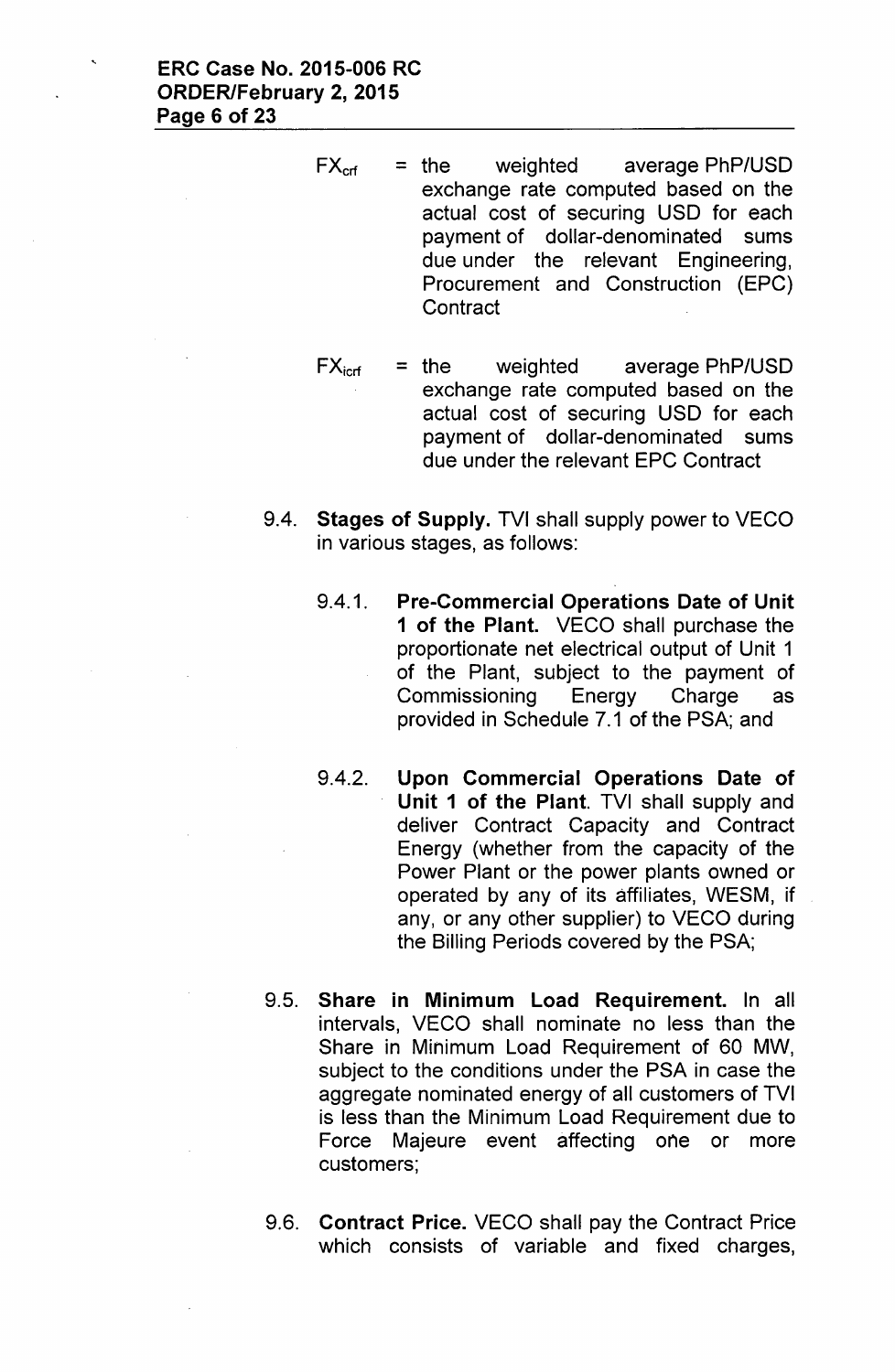$FX_{crf}$ = the weighted average PhP/USD exchange rate computed based on the actual cost of securing USD for each payment of dollar-denominated sums due under the relevant Engineering, Procurement and Construction (EPC) Contract

$FX_{icrf}$ = the weighted average PhP/USD exchange rate computed based on the actual cost of securing USD for each payment of dollar-denominated sums due under the relevant EPC Contract

9.4. **Stages of Supply.** TVI shall supply power to VECO in various stages, as follows:

9.4.1. **Pre-Commercial Operations Date of Unit 1 of the Plant.** VECO shall purchase the proportionate net electrical output of Unit 1 of the Plant, subject to the payment of Commissioning Energy Charge as provided in Schedule 7.1 of the PSA; and

9.4.2. **Upon Commercial Operations Date of Unit 1 of the Plant.** TVI shall supply and deliver Contract Capacity and Contract Energy (whether from the capacity of the Power Plant or the power plants owned or operated by any of its affiliates, WESM, if any, or any other supplier) to VECO during the Billing Periods covered by the PSA;

9.5. **Share in Minimum Load Requirement.** In all intervals, VECO shall nominate no less than the Share in Minimum Load Requirement of 60 MW, subject to the conditions under the PSA in case the aggregate nominated energy of all customers of TVI is less than the Minimum Load Requirement due to Force Majeure event affecting one or more customers;

9.6. **Contract Price.** VECO shall pay the Contract Price which consists of variable and fixed charges,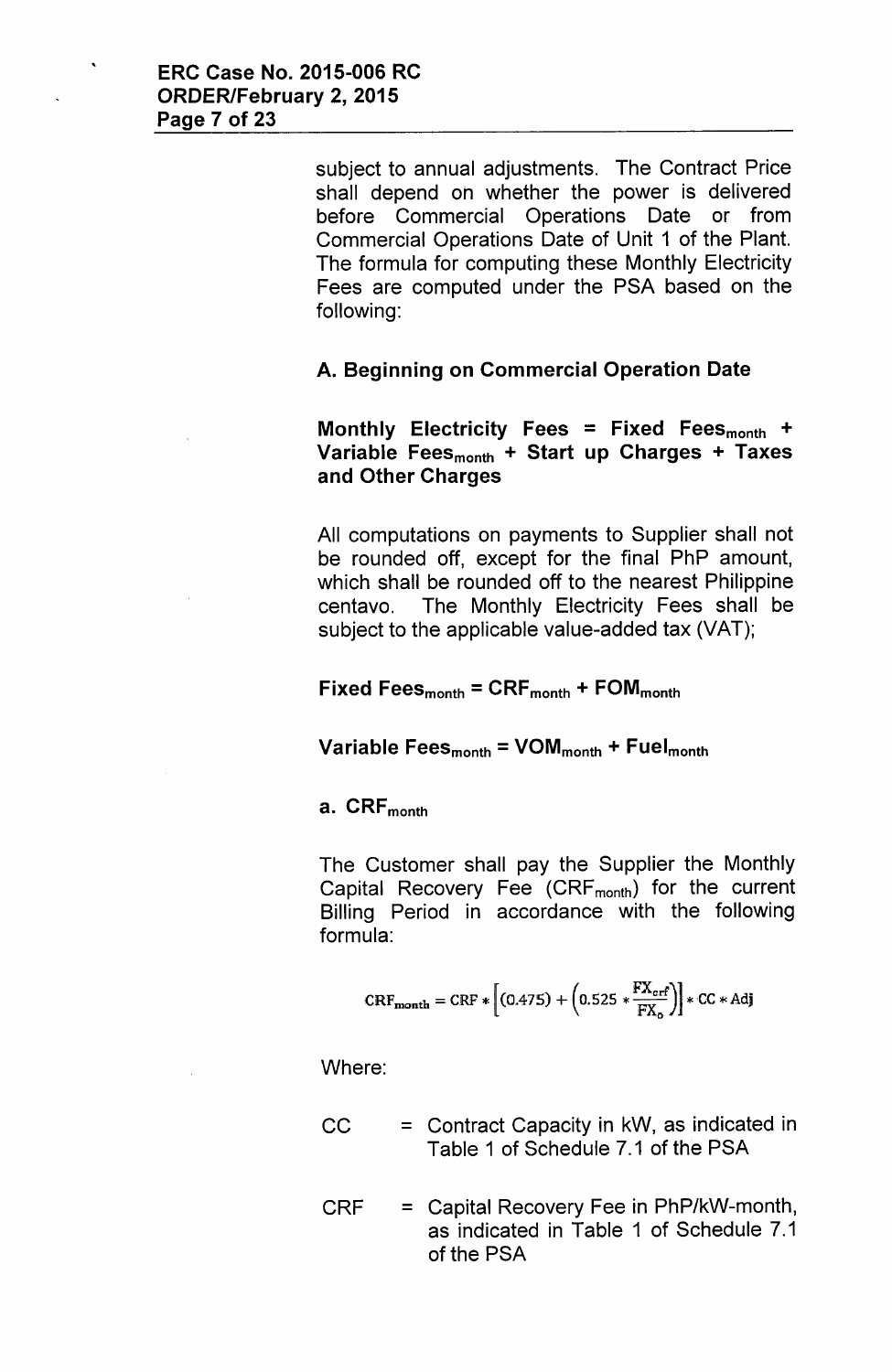subject to annual adjustments. The Contract Price shall depend on whether the power is delivered before Commercial Operations Date or from Commercial Operations Date of Unit 1 of the Plant. The formula for computing these Monthly Electricity Fees are computed under the PSA based on the following:

**A. Beginning on Commercial Operation Date**

**Monthly Electricity Fees = Fixed $\text{Fees}_{\text{month}}$ + Variable $\text{Fees}_{\text{month}}$ + Start up Charges + Taxes and Other Charges**

All computations on payments to Supplier shall not be rounded off, except for the final PhP amount, which shall be rounded off to the nearest Philippine centavo. The Monthly Electricity Fees shall be subject to the applicable value-added tax (VAT);

**Fixed $\text{Fees}_{\text{month}} = \text{CRF}_{\text{month}} + \text{FOM}_{\text{month}}$**

**Variable $\text{Fees}_{\text{month}} = \text{VOM}_{\text{month}} + \text{Fuel}_{\text{month}}$**

**a. $\text{CRF}_{\text{month}}$**

The Customer shall pay the Supplier the Monthly Capital Recovery Fee ($\text{CRF}_{\text{month}}$) for the current Billing Period in accordance with the following formula:

$$\text{CRF}_{\text{month}} = \text{CRF} * \left[(0.475) + \left(0.525 * \frac{\text{FX}_{\text{crf}}}{\text{FX}_{0}}\right)\right] * \text{CC} * \text{Adj}$$

Where:

CC = Contract Capacity in kW, as indicated in Table 1 of Schedule 7.1 of the PSA

CRF = Capital Recovery Fee in PhP/kW-month, as indicated in Table 1 of Schedule 7.1 of the PSA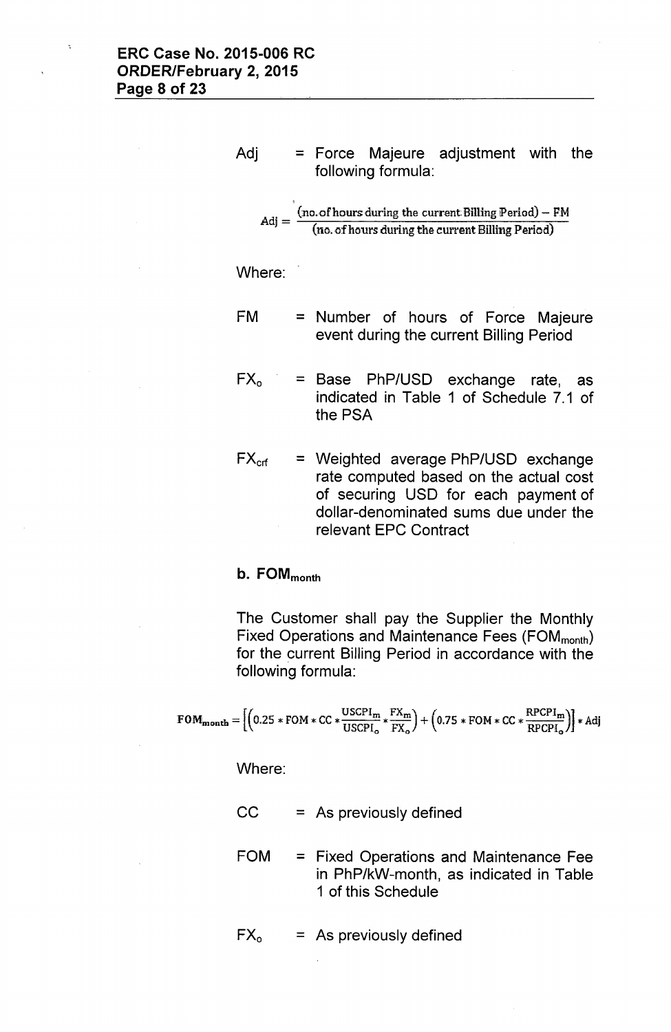Adj = Force Majeure adjustment with the following formula:

$$Adj = \frac{(\text{no. of hours during the current Billing Period}) - FM}{(\text{no. of hours during the current Billing Period})}$$

Where:

FM = Number of hours of Force Majeure event during the current Billing Period

$FX_o$ = Base PhP/USD exchange rate, as indicated in Table 1 of Schedule 7.1 of the PSA

$FX_{crf}$ = Weighted average PhP/USD exchange rate computed based on the actual cost of securing USD for each payment of dollar-denominated sums due under the relevant EPC Contract

**b. $FOM_{month}$**

The Customer shall pay the Supplier the Monthly Fixed Operations and Maintenance Fees ($FOM_{month}$) for the current Billing Period in accordance with the following formula:

$$FOM_{month} = \left[\left(0.25 * FOM * CC * \frac{USCPI_m}{USCPI_o} * \frac{FX_m}{FX_o}\right) + \left(0.75 * FOM * CC * \frac{RPCPI_m}{RPCPI_o}\right)\right] * Adj$$

Where:

CC = As previously defined

FOM = Fixed Operations and Maintenance Fee in PhP/kW-month, as indicated in Table 1 of this Schedule

$FX_o$ = As previously defined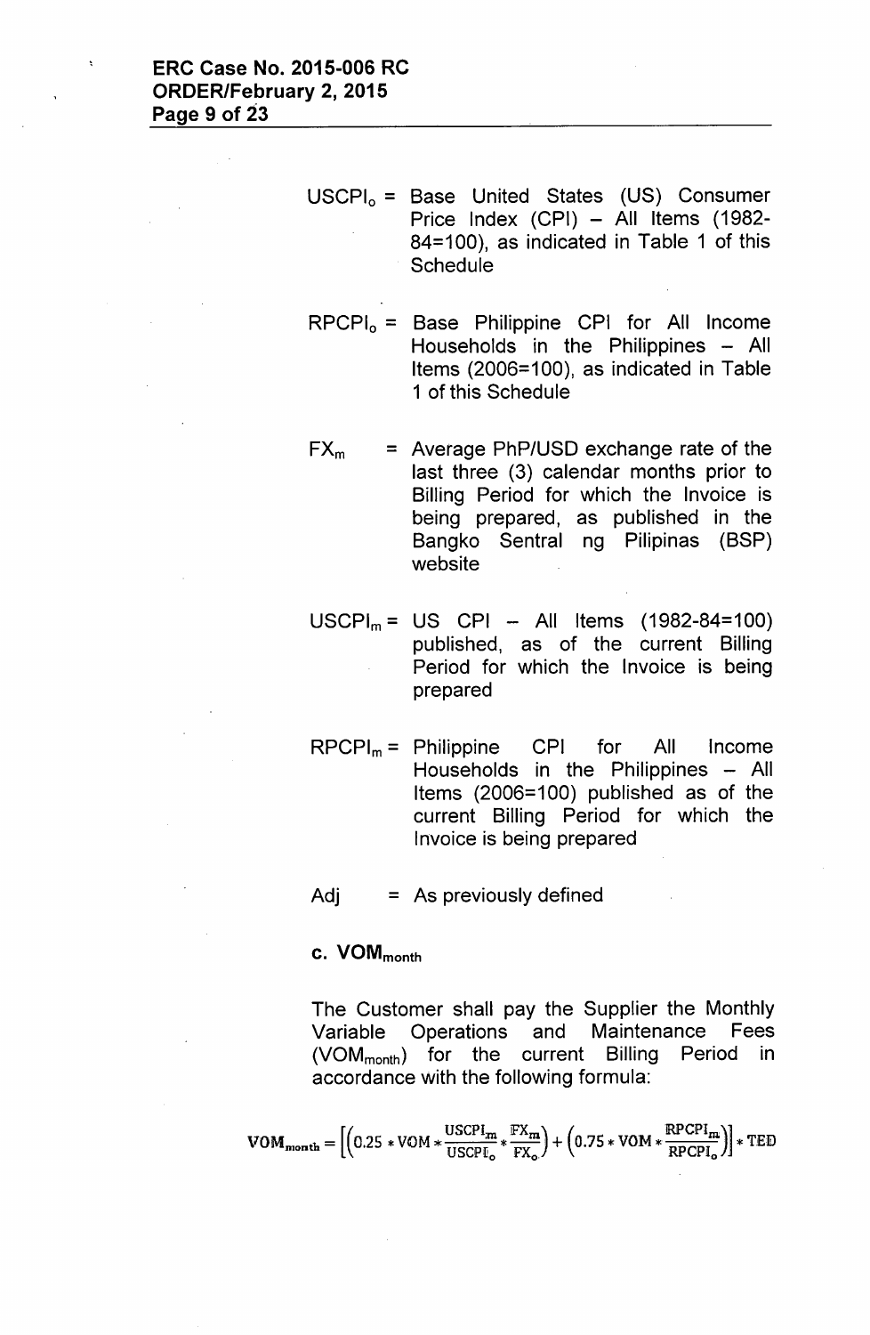$USCPI_o$ = Base United States (US) Consumer Price Index (CPI) – All Items (1982-84=100), as indicated in Table 1 of this Schedule

$RPCPI_o$ = Base Philippine CPI for All Income Households in the Philippines – All Items (2006=100), as indicated in Table 1 of this Schedule

$FX_m$ = Average PhP/USD exchange rate of the last three (3) calendar months prior to Billing Period for which the Invoice is being prepared, as published in the Bangko Sentral ng Pilipinas (BSP) website

$USCPI_m$ = US CPI – All Items (1982-84=100) published, as of the current Billing Period for which the Invoice is being prepared

$RPCPI_m$ = Philippine CPI for All Income Households in the Philippines – All Items (2006=100) published as of the current Billing Period for which the Invoice is being prepared

Adj = As previously defined

**c. $VOM_{month}$**

The Customer shall pay the Supplier the Monthly Variable Operations and Maintenance Fees ($VOM_{month}$) for the current Billing Period in accordance with the following formula:

$$VOM_{month} = \left[\left(0.25 * VOM * \frac{USCPI_m}{USCPI_o} * \frac{FX_m}{FX_o}\right) + \left(0.75 * VOM * \frac{RPCPI_m}{RPCPI_o}\right)\right] * TED$$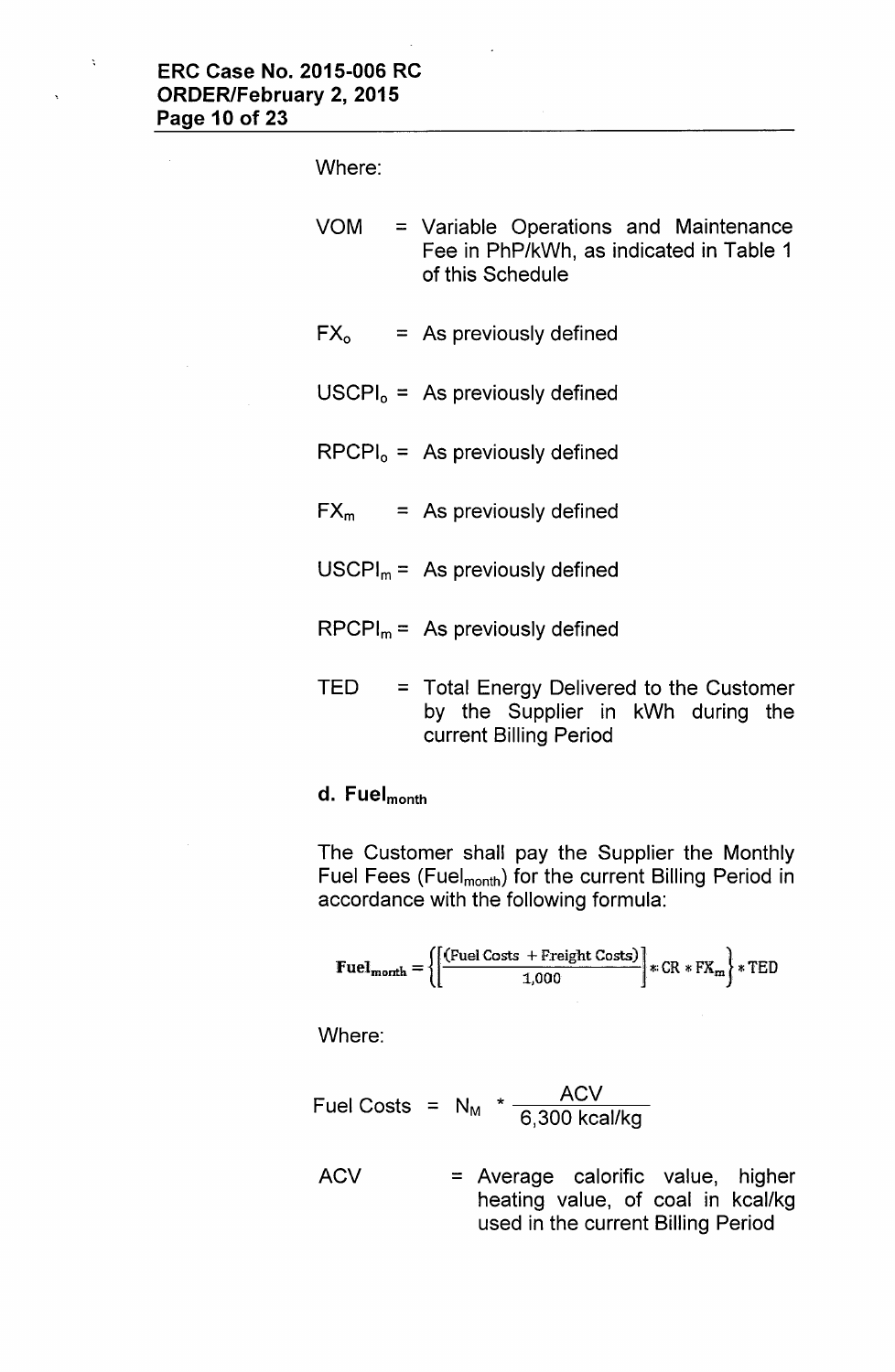Where:

VOM = Variable Operations and Maintenance Fee in PhP/kWh, as indicated in Table 1 of this Schedule

$FX_o$ = As previously defined

$USCPI_o$ = As previously defined

$RPCPI_o$ = As previously defined

$FX_m$ = As previously defined

$USCPI_m$ = As previously defined

$RPCPI_m$ = As previously defined

TED = Total Energy Delivered to the Customer by the Supplier in kWh during the current Billing Period

**d. $\mathbf{Fuel_{month}}$**

The Customer shall pay the Supplier the Monthly Fuel Fees ($Fuel_{month}$) for the current Billing Period in accordance with the following formula:

$$\mathbf{Fuel_{month}} = \left\{\left[\frac{(\text{Fuel Costs} + \text{Freight Costs})}{1{,}000}\right] * CR * FX_m\right\} * TED$$

Where:

$$\text{Fuel Costs} = N_M * \frac{ACV}{6{,}300 \text{ kcal/kg}}$$

ACV = Average calorific value, higher heating value, of coal in kcal/kg used in the current Billing Period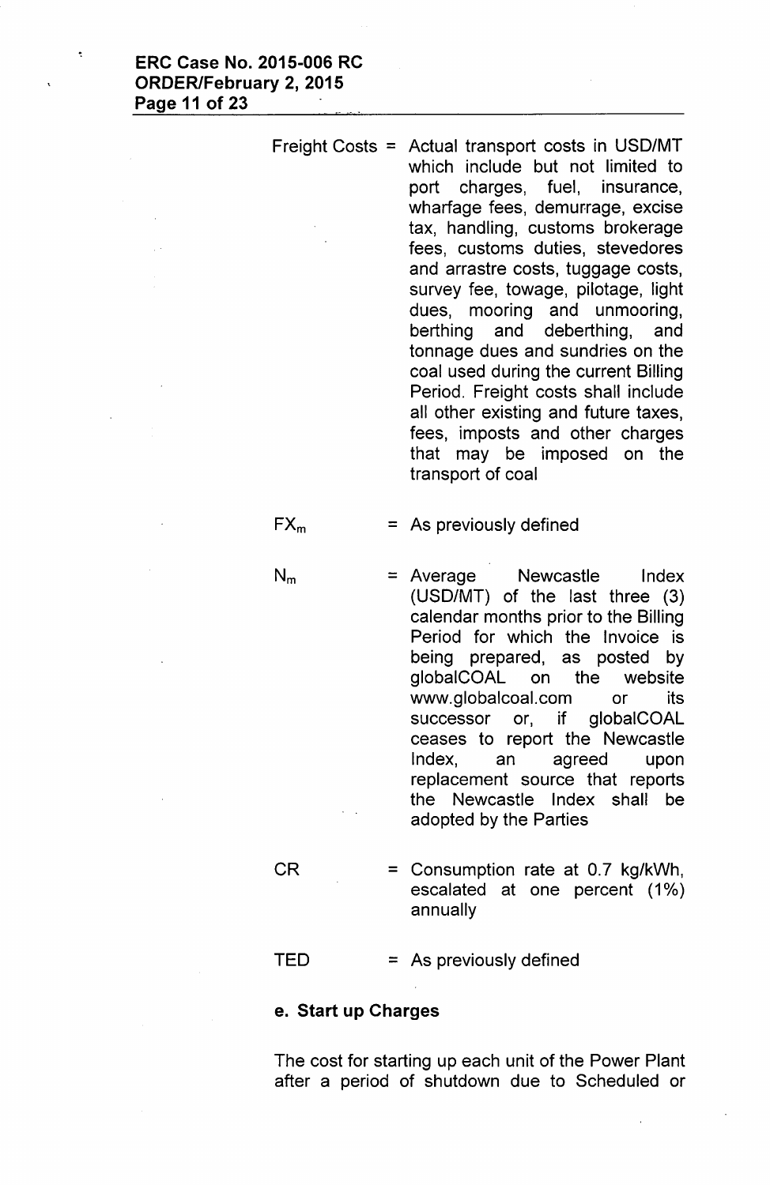Freight Costs = Actual transport costs in USD/MT which include but not limited to port charges, fuel, insurance, wharfage fees, demurrage, excise tax, handling, customs brokerage fees, customs duties, stevedores and arrastre costs, tuggage costs, survey fee, towage, pilotage, light dues, mooring and unmooring, berthing and deberthing, and tonnage dues and sundries on the coal used during the current Billing Period. Freight costs shall include all other existing and future taxes, fees, imposts and other charges that may be imposed on the transport of coal

$FX_m$ = As previously defined

$N_m$ = Average Newcastle Index (USD/MT) of the last three (3) calendar months prior to the Billing Period for which the Invoice is being prepared, as posted by globalCOAL on the website www.globalcoal.com or its successor or, if globalCOAL ceases to report the Newcastle Index, an agreed upon replacement source that reports the Newcastle Index shall be adopted by the Parties

CR = Consumption rate at 0.7 kg/kWh, escalated at one percent (1%) annually

TED = As previously defined

**e. Start up Charges**

The cost for starting up each unit of the Power Plant after a period of shutdown due to Scheduled or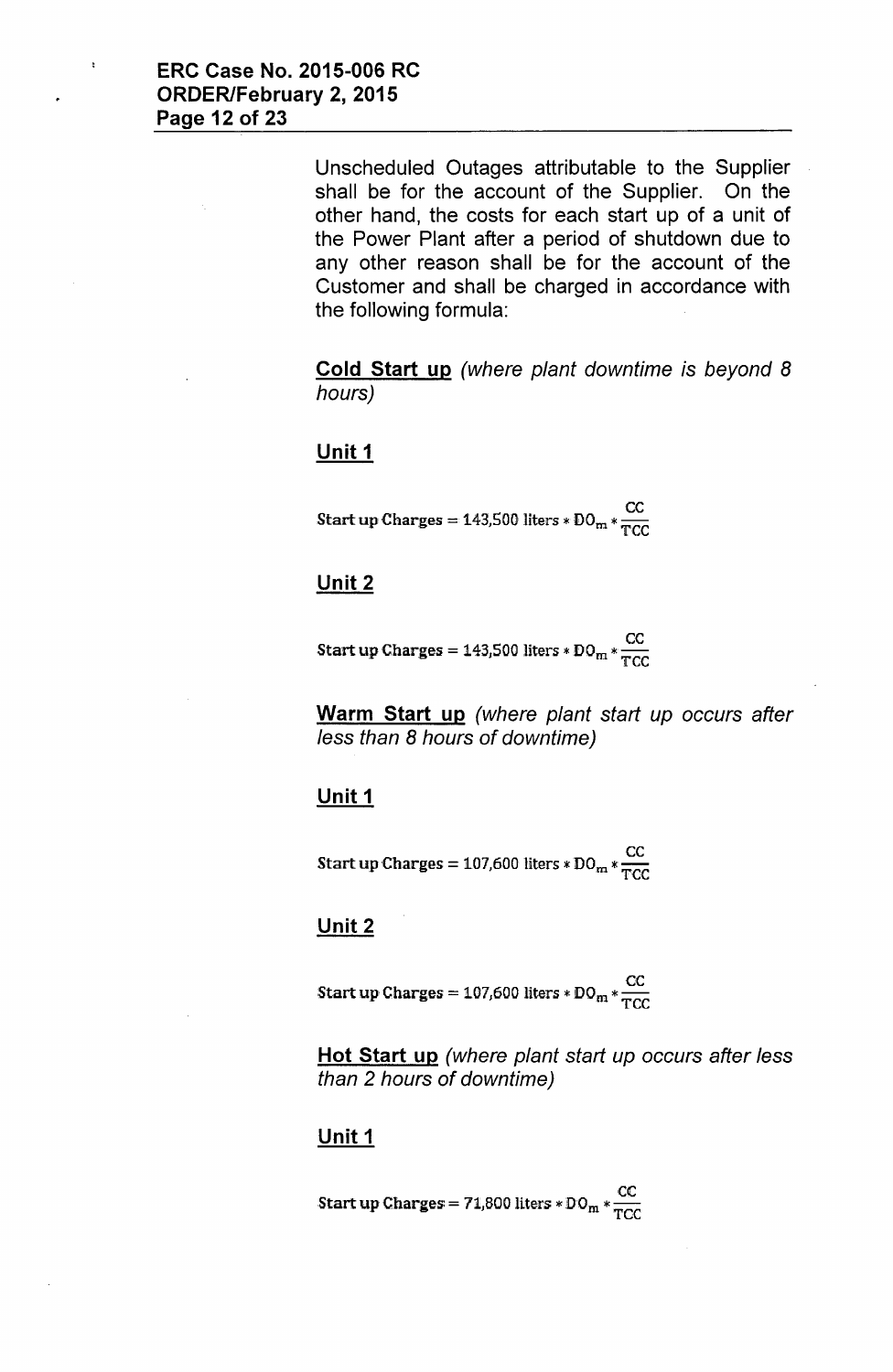Unscheduled Outages attributable to the Supplier shall be for the account of the Supplier. On the other hand, the costs for each start up of a unit of the Power Plant after a period of shutdown due to any other reason shall be for the account of the Customer and shall be charged in accordance with the following formula:

**Cold Start up** *(where plant downtime is beyond 8 hours)*

**Unit 1**

$$\text{Start up Charges} = 143{,}500 \text{ liters} * DO_m * \frac{CC}{TCC}$$

**Unit 2**

$$\text{Start up Charges} = 143{,}500 \text{ liters} * DO_m * \frac{CC}{TCC}$$

**Warm Start up** *(where plant start up occurs after less than 8 hours of downtime)*

**Unit 1**

$$\text{Start up Charges} = 107{,}600 \text{ liters} * DO_m * \frac{CC}{TCC}$$

**Unit 2**

$$\text{Start up Charges} = 107{,}600 \text{ liters} * DO_m * \frac{CC}{TCC}$$

**Hot Start up** *(where plant start up occurs after less than 2 hours of downtime)*

**Unit 1**

$$\text{Start up Charges} = 71{,}800 \text{ liters} * DO_m * \frac{CC}{TCC}$$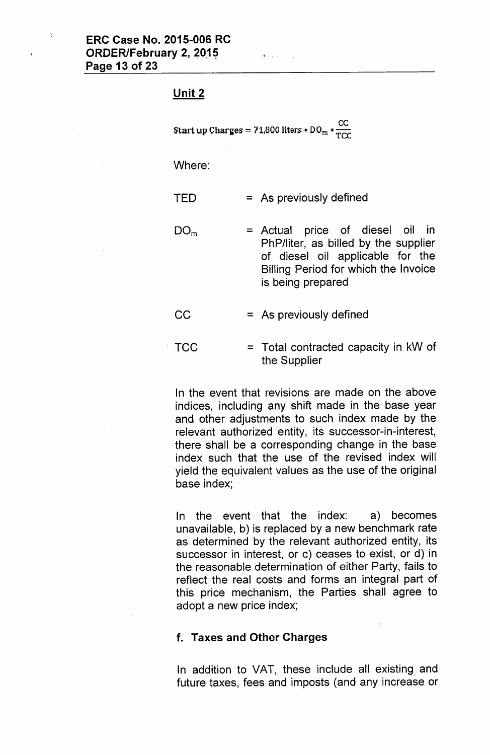**Unit 2**

$$\text{Start up Charges} = 71{,}800 \text{ liters} * DO_m * \frac{CC}{TCC}$$

Where:

| | | |
|---|---|---|
| TED | = | As previously defined |
| $DO_m$ | = | Actual price of diesel oil in PhP/liter, as billed by the supplier of diesel oil applicable for the Billing Period for which the Invoice is being prepared |
| CC | = | As previously defined |
| TCC | = | Total contracted capacity in kW of the Supplier |

In the event that revisions are made on the above indices, including any shift made in the base year and other adjustments to such index made by the relevant authorized entity, its successor-in-interest, there shall be a corresponding change in the base index such that the use of the revised index will yield the equivalent values as the use of the original base index;

In the event that the index: a) becomes unavailable, b) is replaced by a new benchmark rate as determined by the relevant authorized entity, its successor in interest, or c) ceases to exist, or d) in the reasonable determination of either Party, fails to reflect the real costs and forms an integral part of this price mechanism, the Parties shall agree to adopt a new price index;

**f. Taxes and Other Charges**

In addition to VAT, these include all existing and future taxes, fees and imposts (and any increase or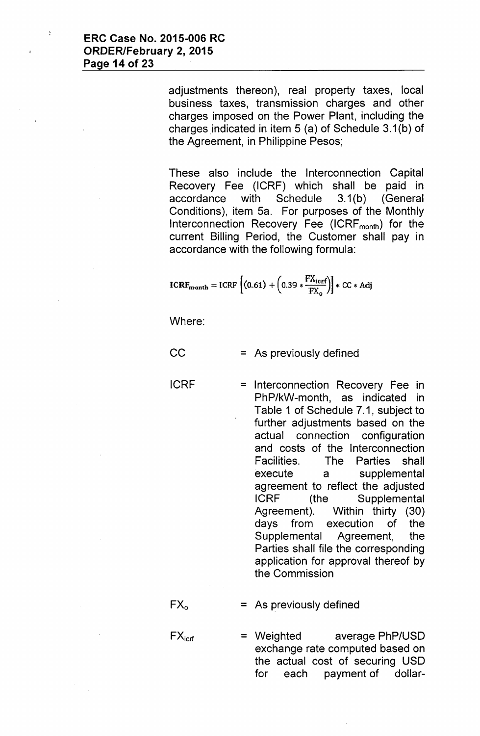adjustments thereon), real property taxes, local business taxes, transmission charges and other charges imposed on the Power Plant, including the charges indicated in item 5 (a) of Schedule 3.1(b) of the Agreement, in Philippine Pesos;

These also include the Interconnection Capital Recovery Fee (ICRF) which shall be paid in accordance with Schedule 3.1(b) (General Conditions), item 5a. For purposes of the Monthly Interconnection Recovery Fee ($ICRF_{month}$) for the current Billing Period, the Customer shall pay in accordance with the following formula:

$$\mathbf{ICRF_{month}} = \text{ICRF}\left[(0.61) + \left(0.39 * \frac{\text{FX}_{icrf}}{\text{FX}_{o}}\right)\right] * \text{CC} * \text{Adj}$$

Where:

CC = As previously defined

ICRF = Interconnection Recovery Fee in PhP/kW-month, as indicated in Table 1 of Schedule 7.1, subject to further adjustments based on the actual connection configuration and costs of the Interconnection Facilities. The Parties shall execute a supplemental agreement to reflect the adjusted ICRF (the Supplemental Agreement). Within thirty (30) days from execution of the Supplemental Agreement, the Parties shall file the corresponding application for approval thereof by the Commission

$FX_o$ = As previously defined

$FX_{icrf}$ = Weighted average PhP/USD exchange rate computed based on the actual cost of securing USD for each payment of dollar-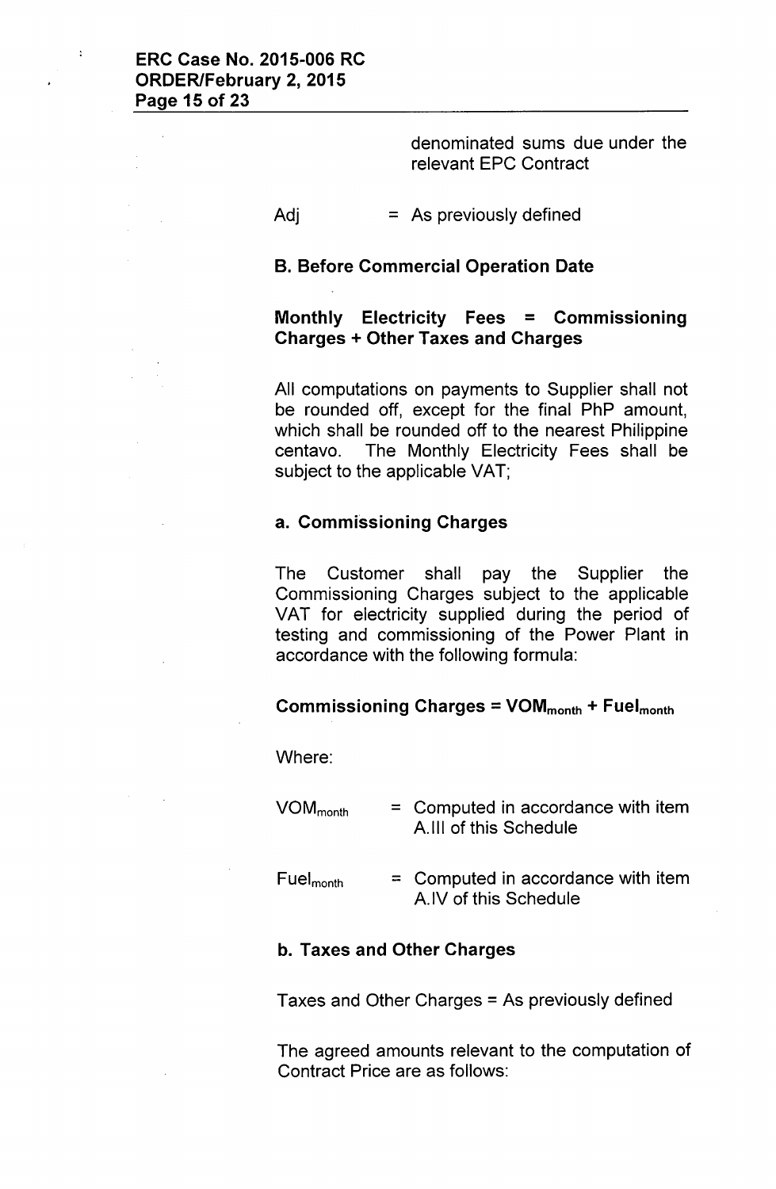denominated sums due under the relevant EPC Contract

Adj = As previously defined

**B. Before Commercial Operation Date**

**Monthly Electricity Fees = Commissioning Charges + Other Taxes and Charges**

All computations on payments to Supplier shall not be rounded off, except for the final PhP amount, which shall be rounded off to the nearest Philippine centavo. The Monthly Electricity Fees shall be subject to the applicable VAT;

**a. Commissioning Charges**

The Customer shall pay the Supplier the Commissioning Charges subject to the applicable VAT for electricity supplied during the period of testing and commissioning of the Power Plant in accordance with the following formula:

**Commissioning Charges = $VOM_{month}$ + $Fuel_{month}$**

Where:

$VOM_{month}$ = Computed in accordance with item A.III of this Schedule

$Fuel_{month}$ = Computed in accordance with item A.IV of this Schedule

**b. Taxes and Other Charges**

Taxes and Other Charges = As previously defined

The agreed amounts relevant to the computation of Contract Price are as follows: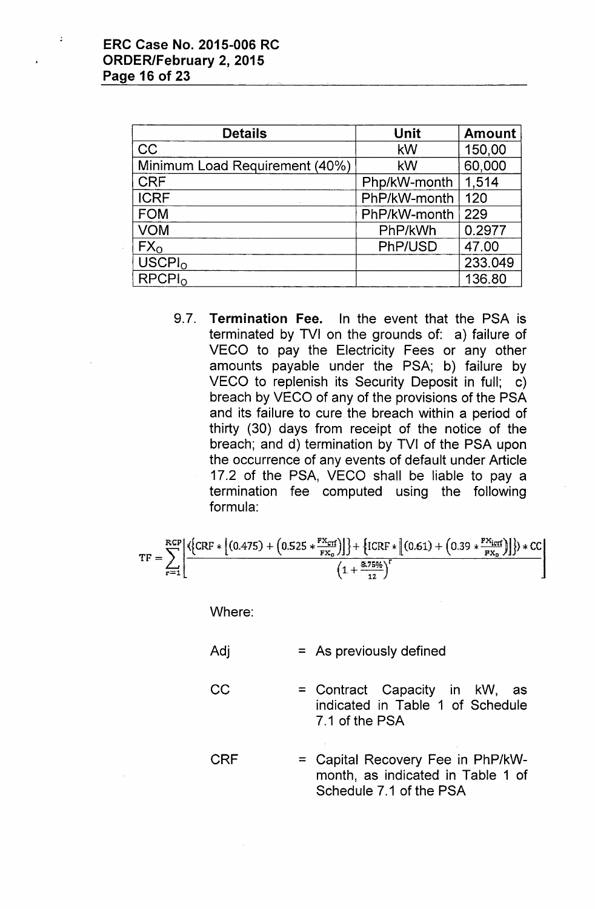| Details | Unit | Amount |
|---|---|---|
| CC | kW | 150,00 |
| Minimum Load Requirement (40%) | kW | 60,000 |
| CRF | Php/kW-month | 1,514 |
| ICRF | PhP/kW-month | 120 |
| FOM | PhP/kW-month | 229 |
| VOM | PhP/kWh | 0.2977 |
| $FX_O$ | PhP/USD | 47.00 |
| $USCPI_O$ | | 233.049 |
| $RPCPI_O$ | | 136.80 |

9.7. **Termination Fee.** In the event that the PSA is terminated by TVI on the grounds of: a) failure of VECO to pay the Electricity Fees or any other amounts payable under the PSA; b) failure by VECO to replenish its Security Deposit in full; c) breach by VECO of any of the provisions of the PSA and its failure to cure the breach within a period of thirty (30) days from receipt of the notice of the breach; and d) termination by TVI of the PSA upon the occurrence of any events of default under Article 17.2 of the PSA, VECO shall be liable to pay a termination fee computed using the following formula:

$$TF = \sum_{r=1}^{RCP} \left[ \frac{\left\langle \left\{ CRF * \left[ (0.475) + \left( 0.525 * \frac{FX_{crf}}{FX_0} \right) \right] \right\} + \left\{ ICRF * \left[ (0.61) + \left( 0.39 * \frac{FX_{icrf}}{FX_0} \right) \right] \right\} \right\rangle * CC}{\left( 1 + \frac{8.75\%}{12} \right)^r} \right]$$

Where:

Adj = As previously defined

CC = Contract Capacity in kW, as indicated in Table 1 of Schedule 7.1 of the PSA

CRF = Capital Recovery Fee in PhP/kW-month, as indicated in Table 1 of Schedule 7.1 of the PSA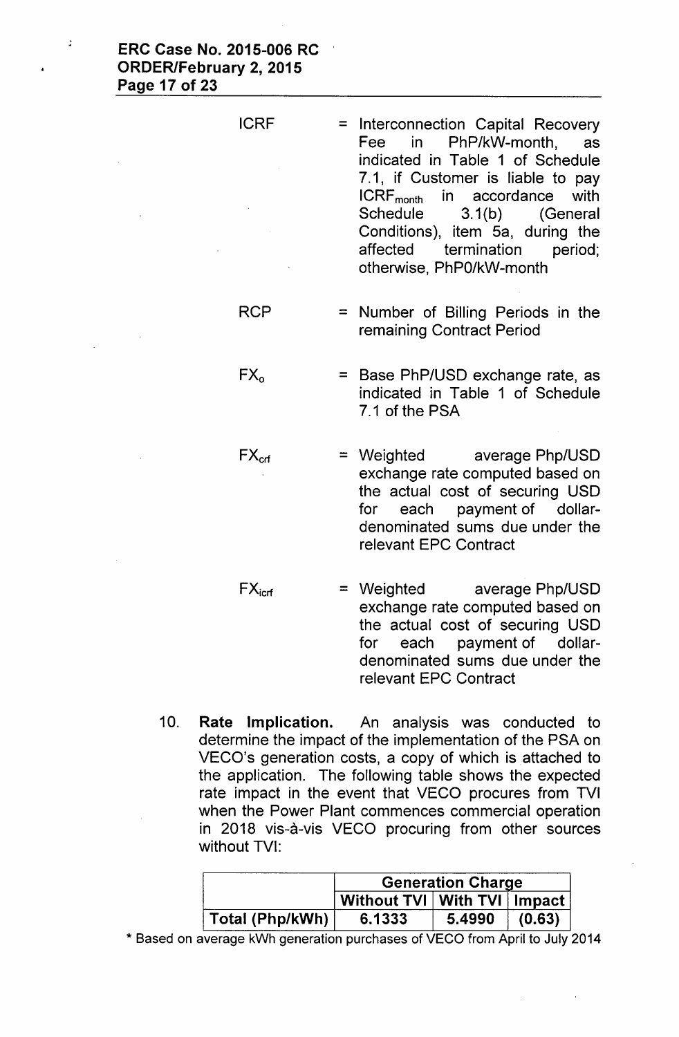ICRF = Interconnection Capital Recovery Fee in PhP/kW-month, as indicated in Table 1 of Schedule 7.1, if Customer is liable to pay $ICRF_{month}$ in accordance with Schedule 3.1(b) (General Conditions), item 5a, during the affected termination period; otherwise, PhP0/kW-month

RCP = Number of Billing Periods in the remaining Contract Period

$FX_o$ = Base PhP/USD exchange rate, as indicated in Table 1 of Schedule 7.1 of the PSA

$FX_{crf}$ = Weighted average Php/USD exchange rate computed based on the actual cost of securing USD for each payment of dollar-denominated sums due under the relevant EPC Contract

$FX_{icrf}$ = Weighted average Php/USD exchange rate computed based on the actual cost of securing USD for each payment of dollar-denominated sums due under the relevant EPC Contract

10. **Rate Implication.** An analysis was conducted to determine the impact of the implementation of the PSA on VECO's generation costs, a copy of which is attached to the application. The following table shows the expected rate impact in the event that VECO procures from TVI when the Power Plant commences commercial operation in 2018 vis-à-vis VECO procuring from other sources without TVI:

| | **Generation Charge** | | |
|---|---|---|---|
| | **Without TVI** | **With TVI** | **Impact** |
| **Total (Php/kWh)** | **6.1333** | **5.4990** | **(0.63)** |

\* Based on average kWh generation purchases of VECO from April to July 2014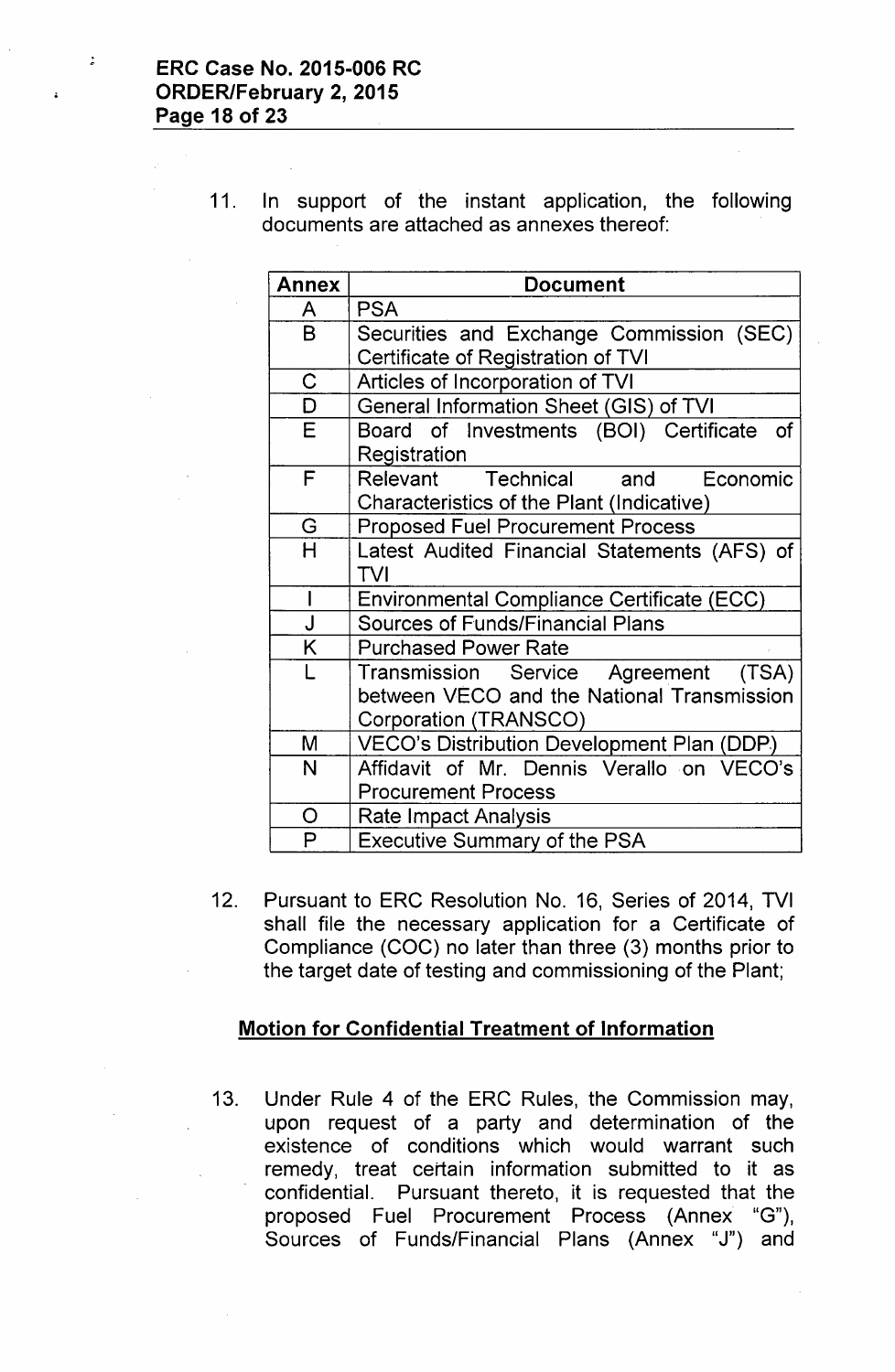11. In support of the instant application, the following documents are attached as annexes thereof:

| Annex | Document |
|---|---|
| A | PSA |
| B | Securities and Exchange Commission (SEC) Certificate of Registration of TVI |
| C | Articles of Incorporation of TVI |
| D | General Information Sheet (GIS) of TVI |
| E | Board of Investments (BOI) Certificate of Registration |
| F | Relevant Technical and Economic Characteristics of the Plant (Indicative) |
| G | Proposed Fuel Procurement Process |
| H | Latest Audited Financial Statements (AFS) of TVI |
| I | Environmental Compliance Certificate (ECC) |
| J | Sources of Funds/Financial Plans |
| K | Purchased Power Rate |
| L | Transmission Service Agreement (TSA) between VECO and the National Transmission Corporation (TRANSCO) |
| M | VECO's Distribution Development Plan (DDP) |
| N | Affidavit of Mr. Dennis Verallo on VECO's Procurement Process |
| O | Rate Impact Analysis |
| P | Executive Summary of the PSA |

12. Pursuant to ERC Resolution No. 16, Series of 2014, TVI shall file the necessary application for a Certificate of Compliance (COC) no later than three (3) months prior to the target date of testing and commissioning of the Plant;

## Motion for Confidential Treatment of Information

13. Under Rule 4 of the ERC Rules, the Commission may, upon request of a party and determination of the existence of conditions which would warrant such remedy, treat certain information submitted to it as confidential. Pursuant thereto, it is requested that the proposed Fuel Procurement Process (Annex "G"), Sources of Funds/Financial Plans (Annex "J") and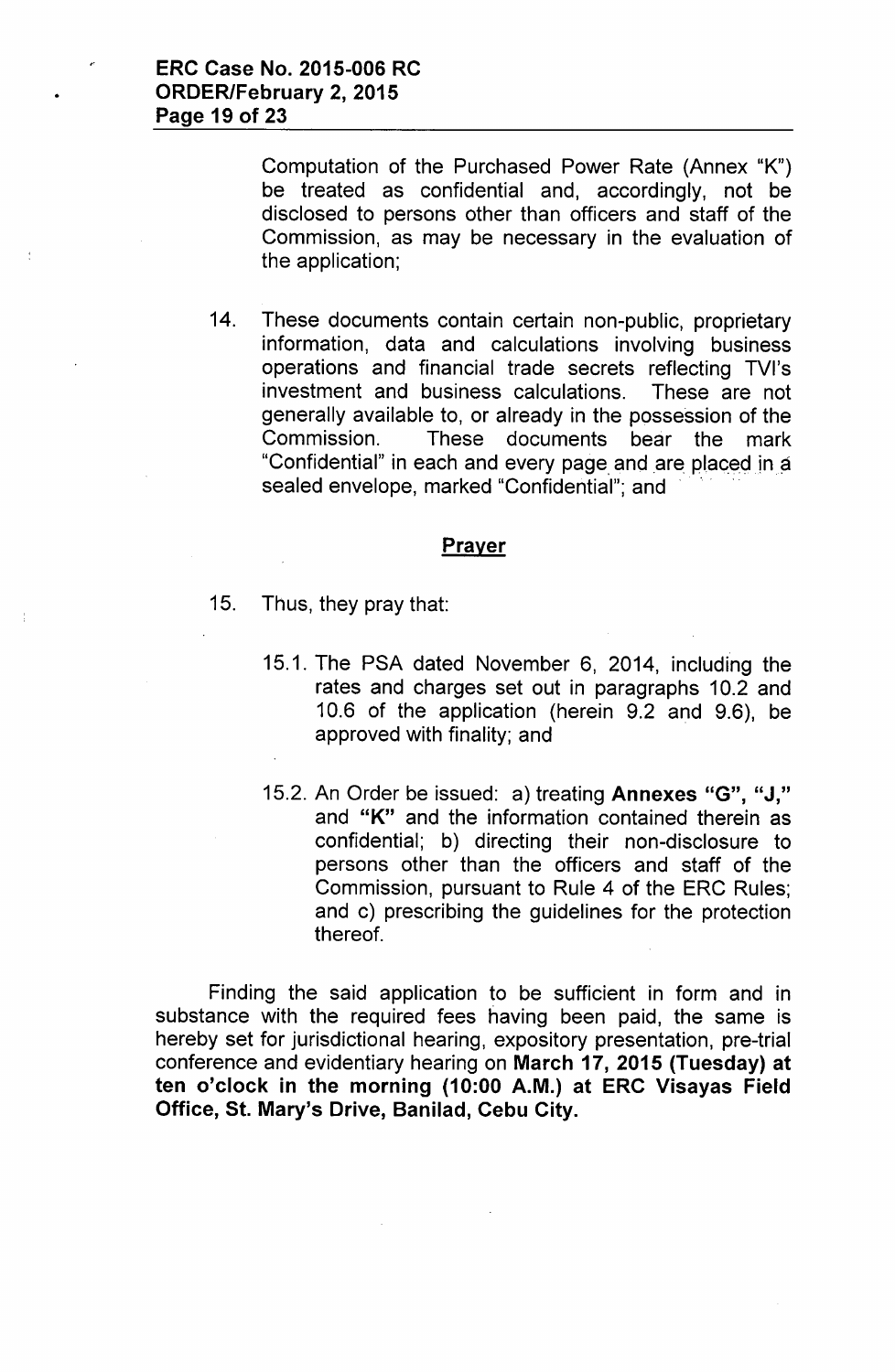Computation of the Purchased Power Rate (Annex "K") be treated as confidential and, accordingly, not be disclosed to persons other than officers and staff of the Commission, as may be necessary in the evaluation of the application;

14. These documents contain certain non-public, proprietary information, data and calculations involving business operations and financial trade secrets reflecting TVI's investment and business calculations. These are not generally available to, or already in the possession of the Commission. These documents bear the mark "Confidential" in each and every page and are placed in a sealed envelope, marked "Confidential"; and

## Prayer

15. Thus, they pray that:

    15.1. The PSA dated November 6, 2014, including the rates and charges set out in paragraphs 10.2 and 10.6 of the application (herein 9.2 and 9.6), be approved with finality; and

    15.2. An Order be issued: a) treating **Annexes "G", "J,"** and **"K"** and the information contained therein as confidential; b) directing their non-disclosure to persons other than the officers and staff of the Commission, pursuant to Rule 4 of the ERC Rules; and c) prescribing the guidelines for the protection thereof.

Finding the said application to be sufficient in form and in substance with the required fees having been paid, the same is hereby set for jurisdictional hearing, expository presentation, pre-trial conference and evidentiary hearing on **March 17, 2015 (Tuesday) at ten o'clock in the morning (10:00 A.M.) at ERC Visayas Field Office, St. Mary's Drive, Banilad, Cebu City.**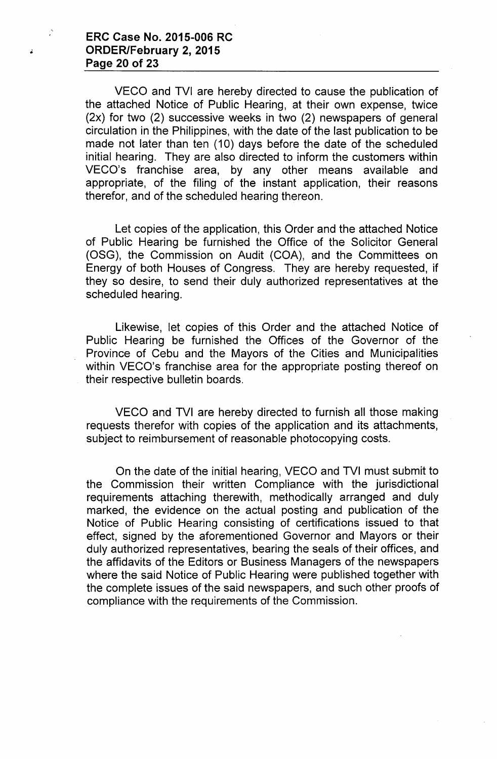VECO and TVI are hereby directed to cause the publication of the attached Notice of Public Hearing, at their own expense, twice (2x) for two (2) successive weeks in two (2) newspapers of general circulation in the Philippines, with the date of the last publication to be made not later than ten (10) days before the date of the scheduled initial hearing. They are also directed to inform the customers within VECO's franchise area, by any other means available and appropriate, of the filing of the instant application, their reasons therefor, and of the scheduled hearing thereon.

Let copies of the application, this Order and the attached Notice of Public Hearing be furnished the Office of the Solicitor General (OSG), the Commission on Audit (COA), and the Committees on Energy of both Houses of Congress. They are hereby requested, if they so desire, to send their duly authorized representatives at the scheduled hearing.

Likewise, let copies of this Order and the attached Notice of Public Hearing be furnished the Offices of the Governor of the Province of Cebu and the Mayors of the Cities and Municipalities within VECO's franchise area for the appropriate posting thereof on their respective bulletin boards.

VECO and TVI are hereby directed to furnish all those making requests therefor with copies of the application and its attachments, subject to reimbursement of reasonable photocopying costs.

On the date of the initial hearing, VECO and TVI must submit to the Commission their written Compliance with the jurisdictional requirements attaching therewith, methodically arranged and duly marked, the evidence on the actual posting and publication of the Notice of Public Hearing consisting of certifications issued to that effect, signed by the aforementioned Governor and Mayors or their duly authorized representatives, bearing the seals of their offices, and the affidavits of the Editors or Business Managers of the newspapers where the said Notice of Public Hearing were published together with the complete issues of the said newspapers, and such other proofs of compliance with the requirements of the Commission.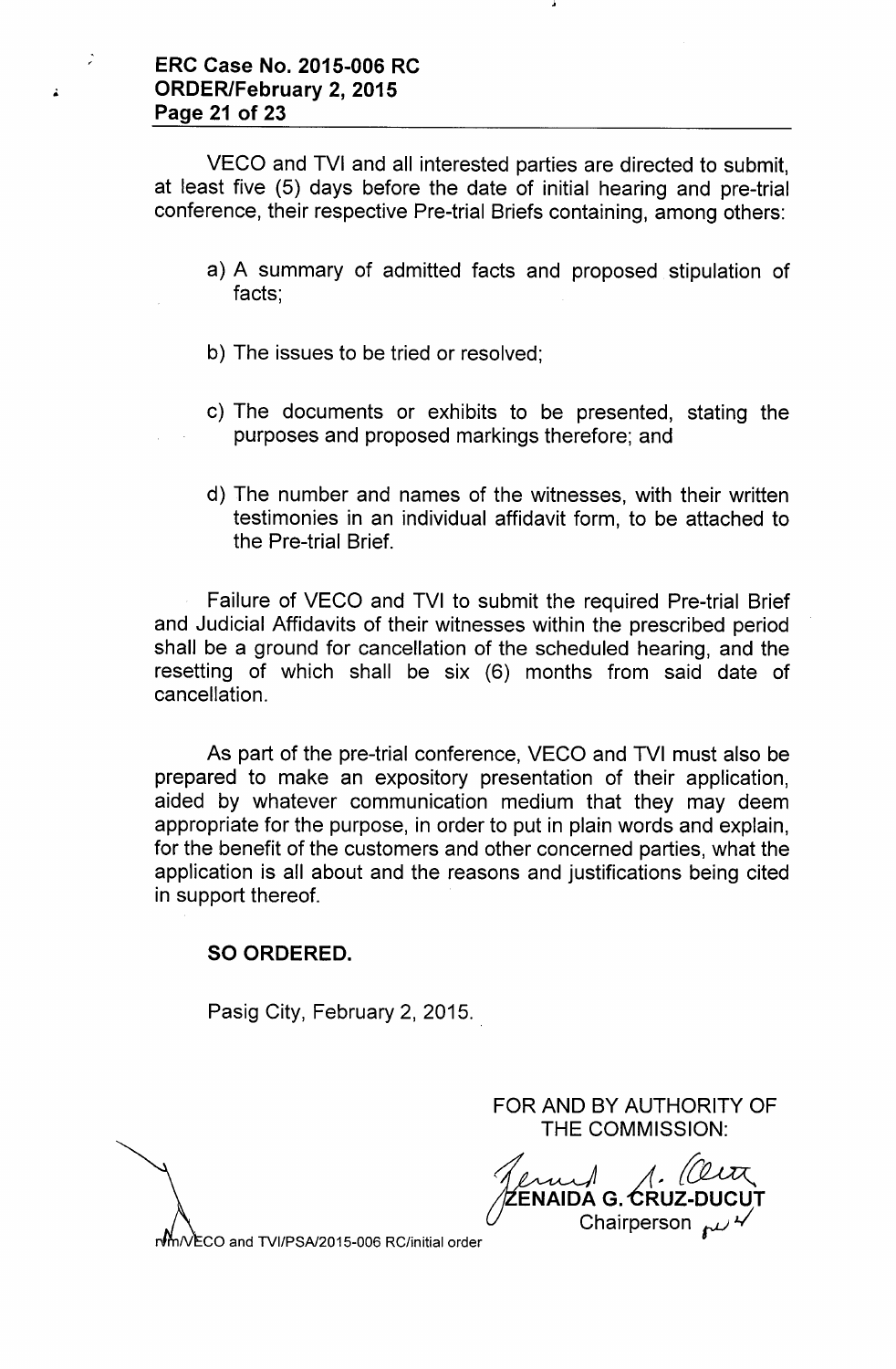VECO and TVI and all interested parties are directed to submit, at least five (5) days before the date of initial hearing and pre-trial conference, their respective Pre-trial Briefs containing, among others:

a) A summary of admitted facts and proposed stipulation of facts;

b) The issues to be tried or resolved;

c) The documents or exhibits to be presented, stating the purposes and proposed markings therefore; and

d) The number and names of the witnesses, with their written testimonies in an individual affidavit form, to be attached to the Pre-trial Brief.

Failure of VECO and TVI to submit the required Pre-trial Brief and Judicial Affidavits of their witnesses within the prescribed period shall be a ground for cancellation of the scheduled hearing, and the resetting of which shall be six (6) months from said date of cancellation.

As part of the pre-trial conference, VECO and TVI must also be prepared to make an expository presentation of their application, aided by whatever communication medium that they may deem appropriate for the purpose, in order to put in plain words and explain, for the benefit of the customers and other concerned parties, what the application is all about and the reasons and justifications being cited in support thereof.

**SO ORDERED.**

Pasig City, February 2, 2015.

FOR AND BY AUTHORITY OF THE COMMISSION:

ZENAIDA G. CRUZ-DUCUT
Chairperson

rfm/VECO and TVI/PSA/2015-006 RC/initial order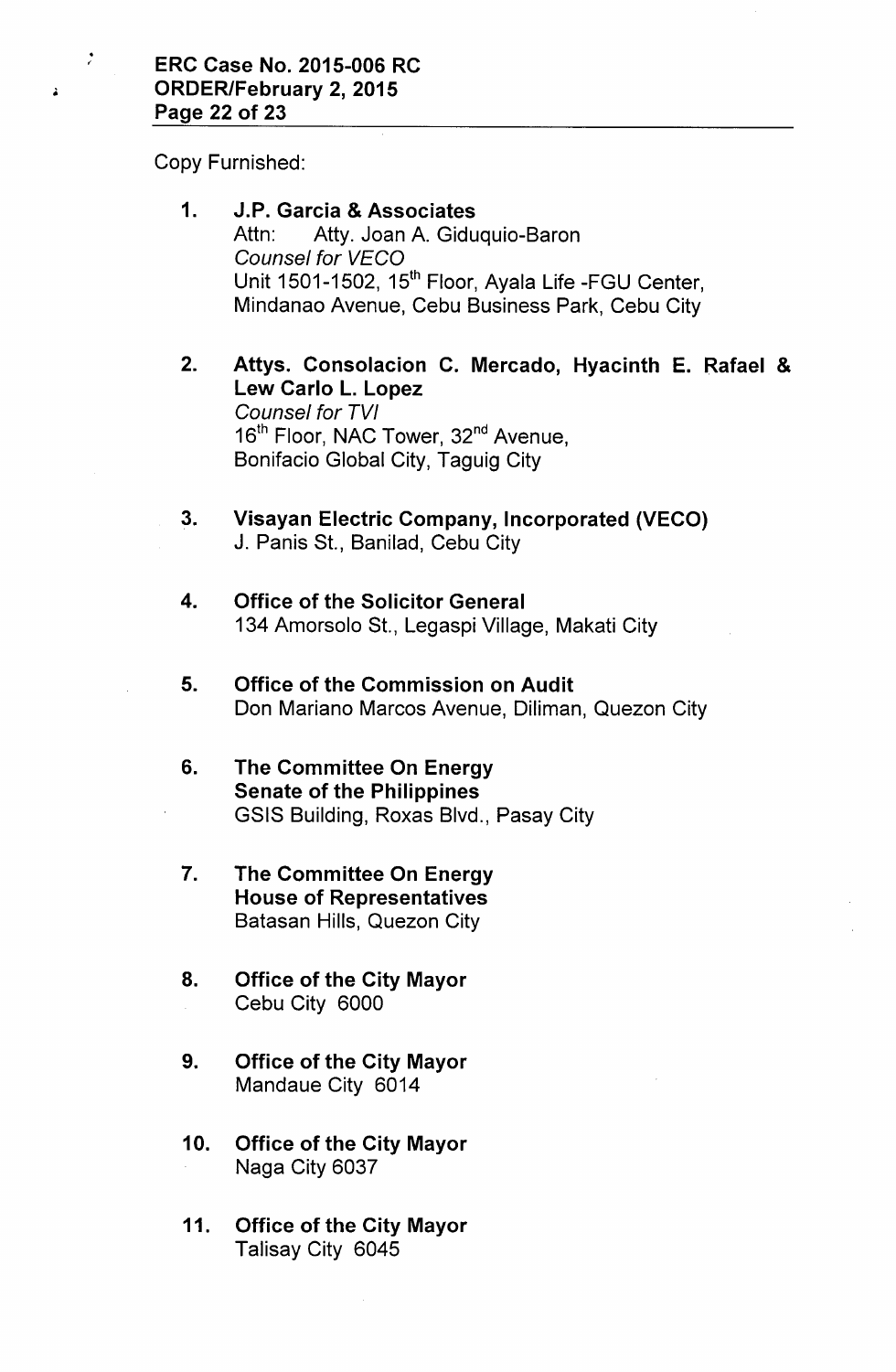Copy Furnished:

1. **J.P. Garcia & Associates**
   Attn: Atty. Joan A. Giduquio-Baron
   *Counsel for VECO*
   Unit 1501-1502, 15th Floor, Ayala Life -FGU Center,
   Mindanao Avenue, Cebu Business Park, Cebu City

2. **Attys. Consolacion C. Mercado, Hyacinth E. Rafael & Lew Carlo L. Lopez**
   *Counsel for TVI*
   16th Floor, NAC Tower, 32nd Avenue,
   Bonifacio Global City, Taguig City

3. **Visayan Electric Company, Incorporated (VECO)**
   J. Panis St., Banilad, Cebu City

4. **Office of the Solicitor General**
   134 Amorsolo St., Legaspi Village, Makati City

5. **Office of the Commission on Audit**
   Don Mariano Marcos Avenue, Diliman, Quezon City

6. **The Committee On Energy**
   **Senate of the Philippines**
   GSIS Building, Roxas Blvd., Pasay City

7. **The Committee On Energy**
   **House of Representatives**
   Batasan Hills, Quezon City

8. **Office of the City Mayor**
   Cebu City 6000

9. **Office of the City Mayor**
   Mandaue City 6014

10. **Office of the City Mayor**
    Naga City 6037

11. **Office of the City Mayor**
    Talisay City 6045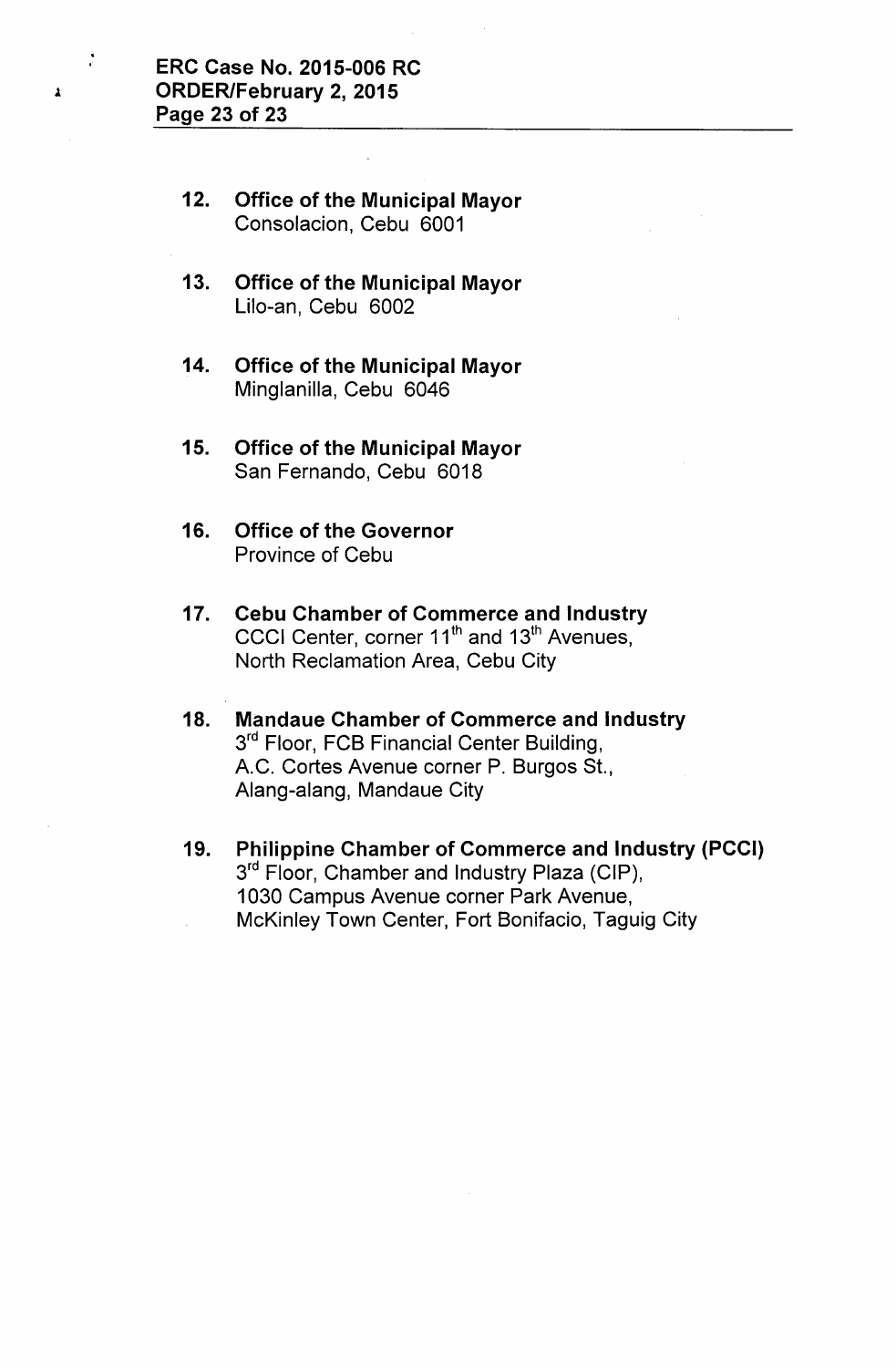12. **Office of the Municipal Mayor**
    Consolacion, Cebu 6001

13. **Office of the Municipal Mayor**
    Lilo-an, Cebu 6002

14. **Office of the Municipal Mayor**
    Minglanilla, Cebu 6046

15. **Office of the Municipal Mayor**
    San Fernando, Cebu 6018

16. **Office of the Governor**
    Province of Cebu

17. **Cebu Chamber of Commerce and Industry**
    CCCI Center, corner 11th and 13th Avenues,
    North Reclamation Area, Cebu City

18. **Mandaue Chamber of Commerce and Industry**
    3rd Floor, FCB Financial Center Building,
    A.C. Cortes Avenue corner P. Burgos St.,
    Alang-alang, Mandaue City

19. **Philippine Chamber of Commerce and Industry (PCCI)**
    3rd Floor, Chamber and Industry Plaza (CIP),
    1030 Campus Avenue corner Park Avenue,
    McKinley Town Center, Fort Bonifacio, Taguig City